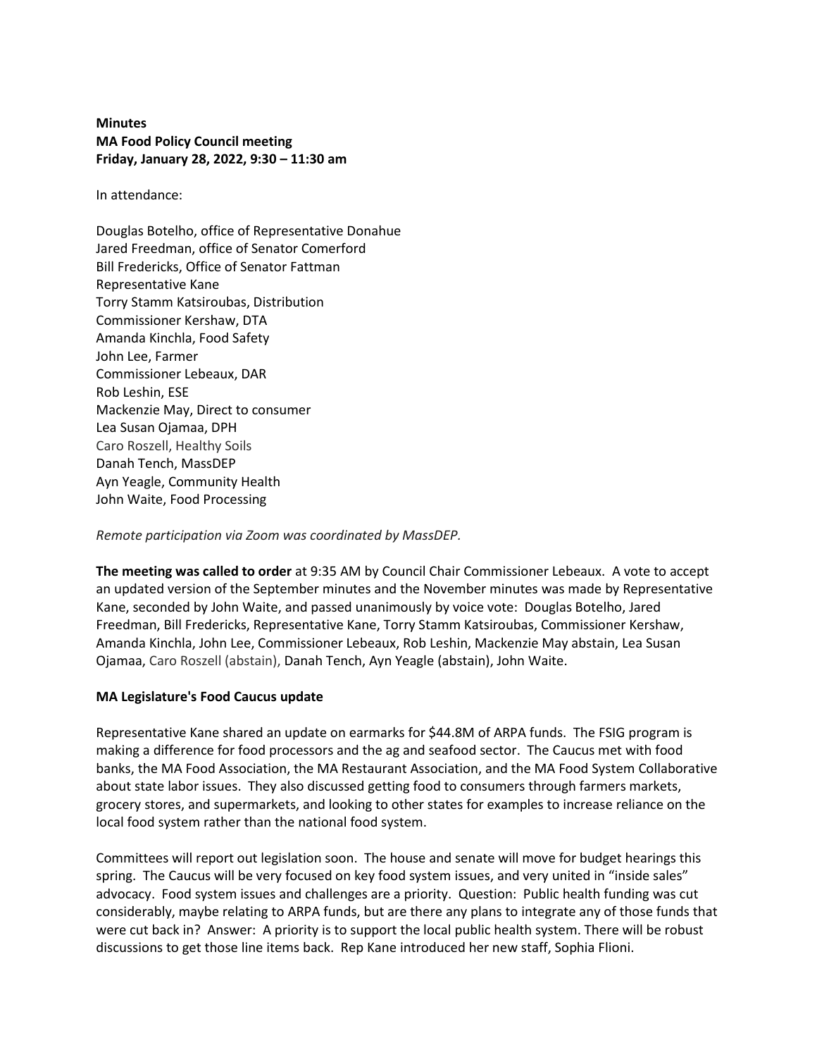**Minutes**
**MA Food Policy Council meeting**
**Friday, January 28, 2022, 9:30 – 11:30 am**

In attendance:

Douglas Botelho, office of Representative Donahue
Jared Freedman, office of Senator Comerford
Bill Fredericks, Office of Senator Fattman
Representative Kane
Torry Stamm Katsiroubas, Distribution
Commissioner Kershaw, DTA
Amanda Kinchla, Food Safety
John Lee, Farmer
Commissioner Lebeaux, DAR
Rob Leshin, ESE
Mackenzie May, Direct to consumer
Lea Susan Ojamaa, DPH
Caro Roszell, Healthy Soils
Danah Tench, MassDEP
Ayn Yeagle, Community Health
John Waite, Food Processing

*Remote participation via Zoom was coordinated by MassDEP.*

**The meeting was called to order** at 9:35 AM by Council Chair Commissioner Lebeaux. A vote to accept an updated version of the September minutes and the November minutes was made by Representative Kane, seconded by John Waite, and passed unanimously by voice vote: Douglas Botelho, Jared Freedman, Bill Fredericks, Representative Kane, Torry Stamm Katsiroubas, Commissioner Kershaw, Amanda Kinchla, John Lee, Commissioner Lebeaux, Rob Leshin, Mackenzie May abstain, Lea Susan Ojamaa, Caro Roszell (abstain), Danah Tench, Ayn Yeagle (abstain), John Waite.

**MA Legislature's Food Caucus update**

Representative Kane shared an update on earmarks for $44.8M of ARPA funds. The FSIG program is making a difference for food processors and the ag and seafood sector. The Caucus met with food banks, the MA Food Association, the MA Restaurant Association, and the MA Food System Collaborative about state labor issues. They also discussed getting food to consumers through farmers markets, grocery stores, and supermarkets, and looking to other states for examples to increase reliance on the local food system rather than the national food system.

Committees will report out legislation soon. The house and senate will move for budget hearings this spring. The Caucus will be very focused on key food system issues, and very united in "inside sales" advocacy. Food system issues and challenges are a priority. Question: Public health funding was cut considerably, maybe relating to ARPA funds, but are there any plans to integrate any of those funds that were cut back in? Answer: A priority is to support the local public health system. There will be robust discussions to get those line items back. Rep Kane introduced her new staff, Sophia Flioni.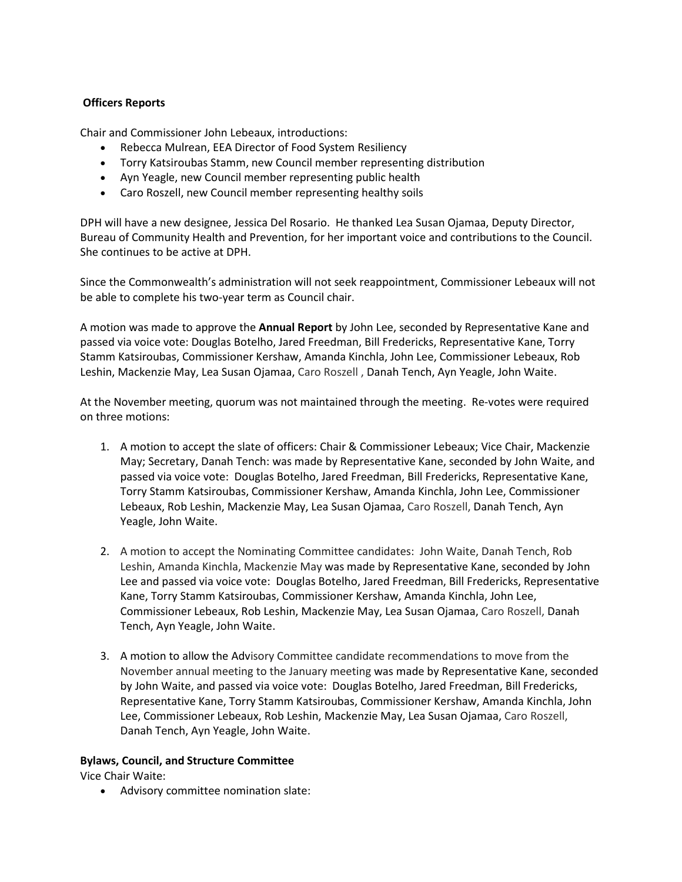**Officers Reports**

Chair and Commissioner John Lebeaux, introductions:

- Rebecca Mulrean, EEA Director of Food System Resiliency
- Torry Katsiroubas Stamm, new Council member representing distribution
- Ayn Yeagle, new Council member representing public health
- Caro Roszell, new Council member representing healthy soils

DPH will have a new designee, Jessica Del Rosario. He thanked Lea Susan Ojamaa, Deputy Director, Bureau of Community Health and Prevention, for her important voice and contributions to the Council. She continues to be active at DPH.

Since the Commonwealth's administration will not seek reappointment, Commissioner Lebeaux will not be able to complete his two-year term as Council chair.

A motion was made to approve the **Annual Report** by John Lee, seconded by Representative Kane and passed via voice vote: Douglas Botelho, Jared Freedman, Bill Fredericks, Representative Kane, Torry Stamm Katsiroubas, Commissioner Kershaw, Amanda Kinchla, John Lee, Commissioner Lebeaux, Rob Leshin, Mackenzie May, Lea Susan Ojamaa, Caro Roszell , Danah Tench, Ayn Yeagle, John Waite.

At the November meeting, quorum was not maintained through the meeting. Re-votes were required on three motions:

1. A motion to accept the slate of officers: Chair & Commissioner Lebeaux; Vice Chair, Mackenzie May; Secretary, Danah Tench: was made by Representative Kane, seconded by John Waite, and passed via voice vote: Douglas Botelho, Jared Freedman, Bill Fredericks, Representative Kane, Torry Stamm Katsiroubas, Commissioner Kershaw, Amanda Kinchla, John Lee, Commissioner Lebeaux, Rob Leshin, Mackenzie May, Lea Susan Ojamaa, Caro Roszell, Danah Tench, Ayn Yeagle, John Waite.

2. A motion to accept the Nominating Committee candidates: John Waite, Danah Tench, Rob Leshin, Amanda Kinchla, Mackenzie May was made by Representative Kane, seconded by John Lee and passed via voice vote: Douglas Botelho, Jared Freedman, Bill Fredericks, Representative Kane, Torry Stamm Katsiroubas, Commissioner Kershaw, Amanda Kinchla, John Lee, Commissioner Lebeaux, Rob Leshin, Mackenzie May, Lea Susan Ojamaa, Caro Roszell, Danah Tench, Ayn Yeagle, John Waite.

3. A motion to allow the Advisory Committee candidate recommendations to move from the November annual meeting to the January meeting was made by Representative Kane, seconded by John Waite, and passed via voice vote: Douglas Botelho, Jared Freedman, Bill Fredericks, Representative Kane, Torry Stamm Katsiroubas, Commissioner Kershaw, Amanda Kinchla, John Lee, Commissioner Lebeaux, Rob Leshin, Mackenzie May, Lea Susan Ojamaa, Caro Roszell, Danah Tench, Ayn Yeagle, John Waite.

**Bylaws, Council, and Structure Committee**

Vice Chair Waite:

- Advisory committee nomination slate: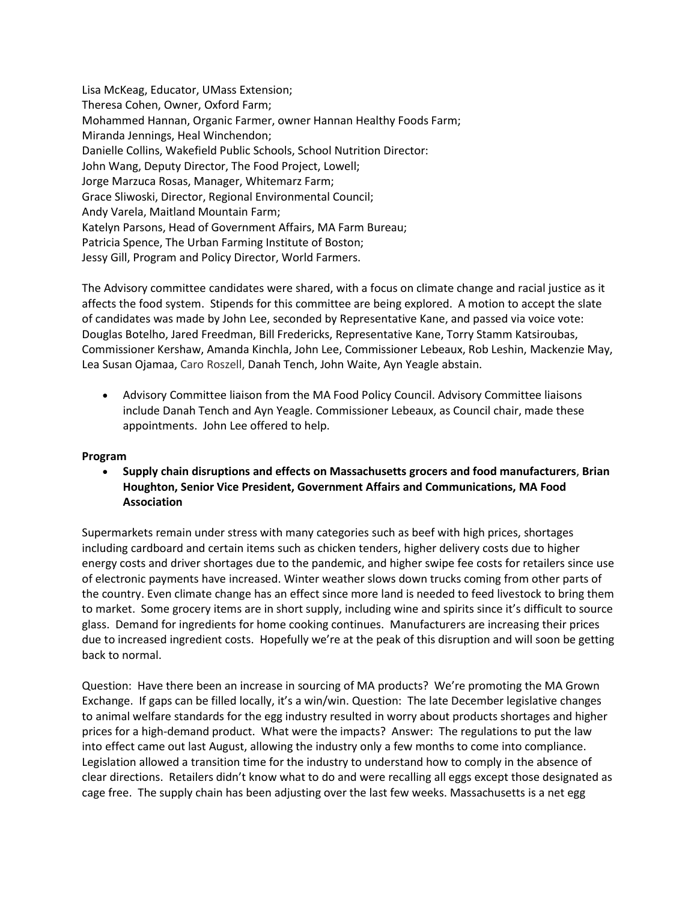Lisa McKeag, Educator, UMass Extension;
Theresa Cohen, Owner, Oxford Farm;
Mohammed Hannan, Organic Farmer, owner Hannan Healthy Foods Farm;
Miranda Jennings, Heal Winchendon;
Danielle Collins, Wakefield Public Schools, School Nutrition Director:
John Wang, Deputy Director, The Food Project, Lowell;
Jorge Marzuca Rosas, Manager, Whitemarz Farm;
Grace Sliwoski, Director, Regional Environmental Council;
Andy Varela, Maitland Mountain Farm;
Katelyn Parsons, Head of Government Affairs, MA Farm Bureau;
Patricia Spence, The Urban Farming Institute of Boston;
Jessy Gill, Program and Policy Director, World Farmers.

The Advisory committee candidates were shared, with a focus on climate change and racial justice as it affects the food system. Stipends for this committee are being explored. A motion to accept the slate of candidates was made by John Lee, seconded by Representative Kane, and passed via voice vote: Douglas Botelho, Jared Freedman, Bill Fredericks, Representative Kane, Torry Stamm Katsiroubas, Commissioner Kershaw, Amanda Kinchla, John Lee, Commissioner Lebeaux, Rob Leshin, Mackenzie May, Lea Susan Ojamaa, Caro Roszell, Danah Tench, John Waite, Ayn Yeagle abstain.

- Advisory Committee liaison from the MA Food Policy Council. Advisory Committee liaisons include Danah Tench and Ayn Yeagle. Commissioner Lebeaux, as Council chair, made these appointments. John Lee offered to help.

**Program**

- **Supply chain disruptions and effects on Massachusetts grocers and food manufacturers**, **Brian Houghton, Senior Vice President, Government Affairs and Communications, MA Food Association**

Supermarkets remain under stress with many categories such as beef with high prices, shortages including cardboard and certain items such as chicken tenders, higher delivery costs due to higher energy costs and driver shortages due to the pandemic, and higher swipe fee costs for retailers since use of electronic payments have increased. Winter weather slows down trucks coming from other parts of the country. Even climate change has an effect since more land is needed to feed livestock to bring them to market. Some grocery items are in short supply, including wine and spirits since it's difficult to source glass. Demand for ingredients for home cooking continues. Manufacturers are increasing their prices due to increased ingredient costs. Hopefully we're at the peak of this disruption and will soon be getting back to normal.

Question: Have there been an increase in sourcing of MA products? We're promoting the MA Grown Exchange. If gaps can be filled locally, it's a win/win. Question: The late December legislative changes to animal welfare standards for the egg industry resulted in worry about products shortages and higher prices for a high-demand product. What were the impacts? Answer: The regulations to put the law into effect came out last August, allowing the industry only a few months to come into compliance. Legislation allowed a transition time for the industry to understand how to comply in the absence of clear directions. Retailers didn't know what to do and were recalling all eggs except those designated as cage free. The supply chain has been adjusting over the last few weeks. Massachusetts is a net egg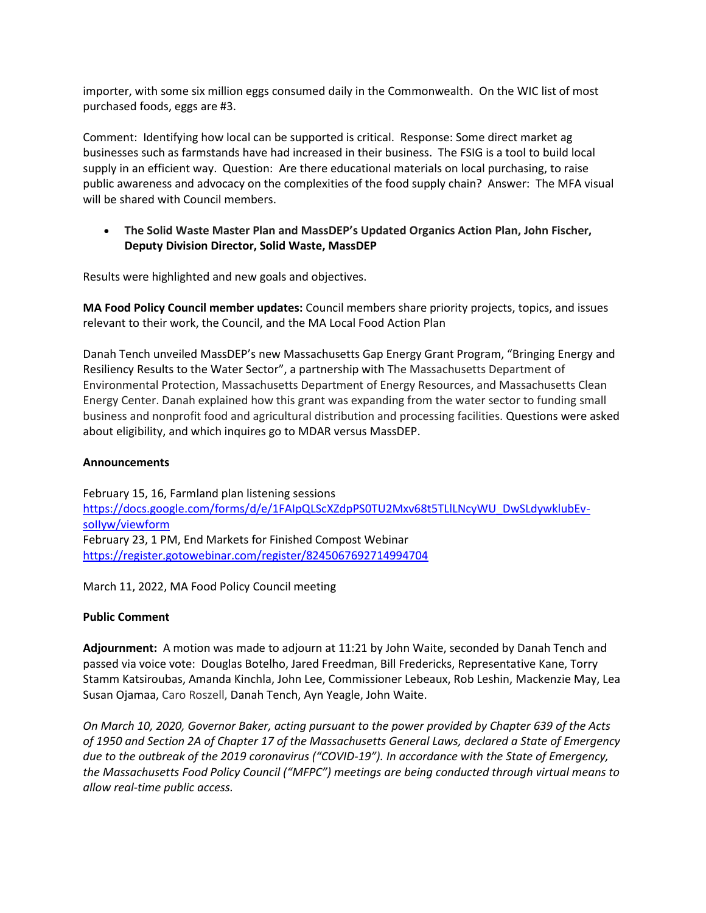importer, with some six million eggs consumed daily in the Commonwealth. On the WIC list of most purchased foods, eggs are #3.

Comment: Identifying how local can be supported is critical. Response: Some direct market ag businesses such as farmstands have had increased in their business. The FSIG is a tool to build local supply in an efficient way. Question: Are there educational materials on local purchasing, to raise public awareness and advocacy on the complexities of the food supply chain? Answer: The MFA visual will be shared with Council members.

- **The Solid Waste Master Plan and MassDEP's Updated Organics Action Plan, John Fischer, Deputy Division Director, Solid Waste, MassDEP**

Results were highlighted and new goals and objectives.

**MA Food Policy Council member updates:** Council members share priority projects, topics, and issues relevant to their work, the Council, and the MA Local Food Action Plan

Danah Tench unveiled MassDEP's new Massachusetts Gap Energy Grant Program, "Bringing Energy and Resiliency Results to the Water Sector", a partnership with The Massachusetts Department of Environmental Protection, Massachusetts Department of Energy Resources, and Massachusetts Clean Energy Center. Danah explained how this grant was expanding from the water sector to funding small business and nonprofit food and agricultural distribution and processing facilities. Questions were asked about eligibility, and which inquires go to MDAR versus MassDEP.

**Announcements**

February 15, 16, Farmland plan listening sessions
https://docs.google.com/forms/d/e/1FAIpQLScXZdpPS0TU2Mxv68t5TLlLNcyWU_DwSLdywklubEv-solIyw/viewform
February 23, 1 PM, End Markets for Finished Compost Webinar
https://register.gotowebinar.com/register/8245067692714994704

March 11, 2022, MA Food Policy Council meeting

**Public Comment**

**Adjournment:** A motion was made to adjourn at 11:21 by John Waite, seconded by Danah Tench and passed via voice vote: Douglas Botelho, Jared Freedman, Bill Fredericks, Representative Kane, Torry Stamm Katsiroubas, Amanda Kinchla, John Lee, Commissioner Lebeaux, Rob Leshin, Mackenzie May, Lea Susan Ojamaa, Caro Roszell, Danah Tench, Ayn Yeagle, John Waite.

*On March 10, 2020, Governor Baker, acting pursuant to the power provided by Chapter 639 of the Acts of 1950 and Section 2A of Chapter 17 of the Massachusetts General Laws, declared a State of Emergency due to the outbreak of the 2019 coronavirus ("COVID-19"). In accordance with the State of Emergency, the Massachusetts Food Policy Council ("MFPC") meetings are being conducted through virtual means to allow real-time public access.*